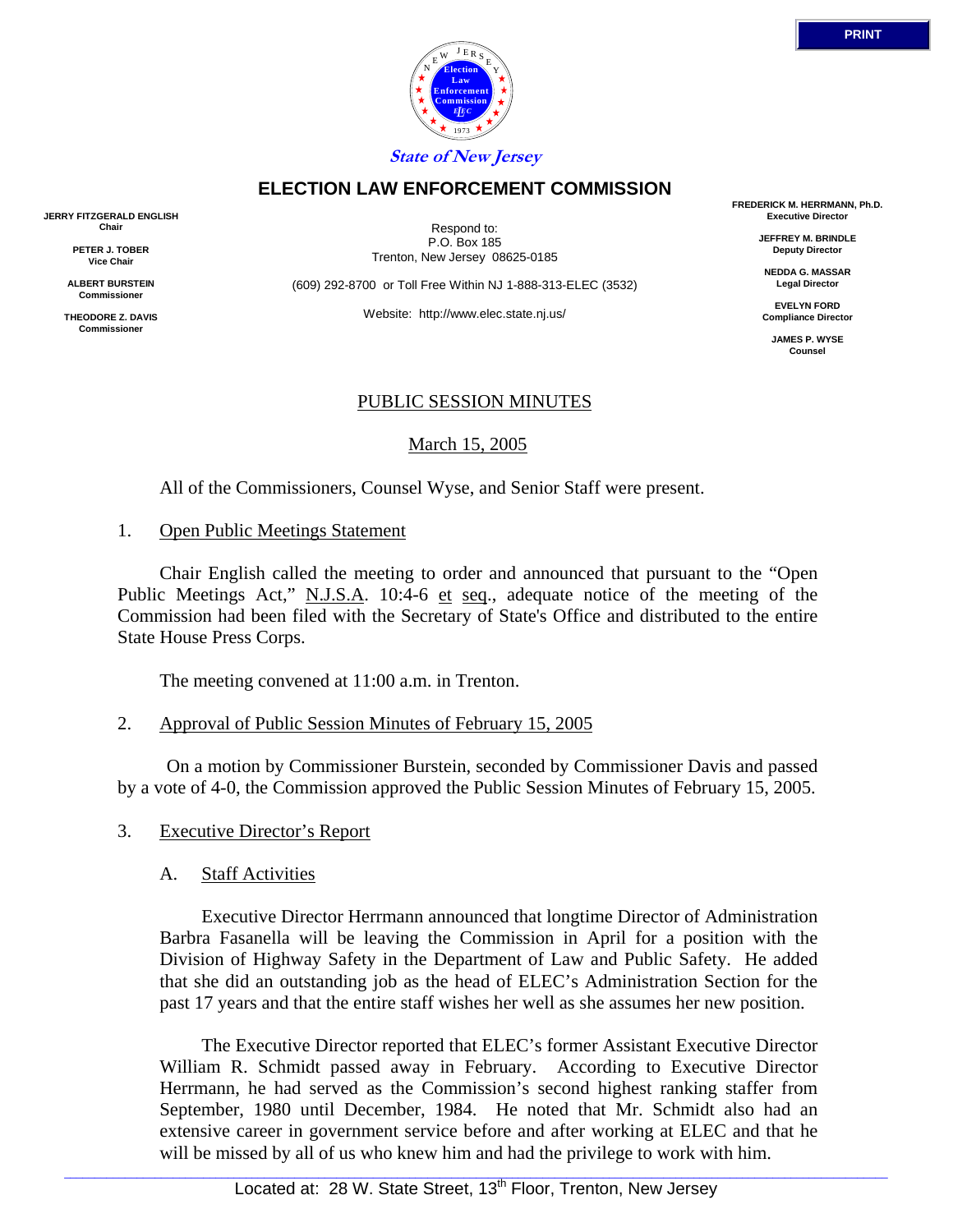State of New Jersey

# ELECTION LAW ENFORCEMENT COMMISSION

**JERRY FITZGERALD ENGLISH**
Chair

**PETER J. TOBER**
Vice Chair

**ALBERT BURSTEIN**
Commissioner

**THEODORE Z. DAVIS**
Commissioner

Respond to:
P.O. Box 185
Trenton, New Jersey 08625-0185

(609) 292-8700 or Toll Free Within NJ 1-888-313-ELEC (3532)

Website: http://www.elec.state.nj.us/

**FREDERICK M. HERRMANN, Ph.D.**
Executive Director

**JEFFREY M. BRINDLE**
Deputy Director

**NEDDA G. MASSAR**
Legal Director

**EVELYN FORD**
Compliance Director

**JAMES P. WYSE**
Counsel

## PUBLIC SESSION MINUTES

March 15, 2005

All of the Commissioners, Counsel Wyse, and Senior Staff were present.

1. Open Public Meetings Statement

Chair English called the meeting to order and announced that pursuant to the "Open Public Meetings Act," N.J.S.A. 10:4-6 et seq., adequate notice of the meeting of the Commission had been filed with the Secretary of State's Office and distributed to the entire State House Press Corps.

The meeting convened at 11:00 a.m. in Trenton.

2. Approval of Public Session Minutes of February 15, 2005

On a motion by Commissioner Burstein, seconded by Commissioner Davis and passed by a vote of 4-0, the Commission approved the Public Session Minutes of February 15, 2005.

3. Executive Director's Report

A. Staff Activities

Executive Director Herrmann announced that longtime Director of Administration Barbra Fasanella will be leaving the Commission in April for a position with the Division of Highway Safety in the Department of Law and Public Safety. He added that she did an outstanding job as the head of ELEC's Administration Section for the past 17 years and that the entire staff wishes her well as she assumes her new position.

The Executive Director reported that ELEC's former Assistant Executive Director William R. Schmidt passed away in February. According to Executive Director Herrmann, he had served as the Commission's second highest ranking staffer from September, 1980 until December, 1984. He noted that Mr. Schmidt also had an extensive career in government service before and after working at ELEC and that he will be missed by all of us who knew him and had the privilege to work with him.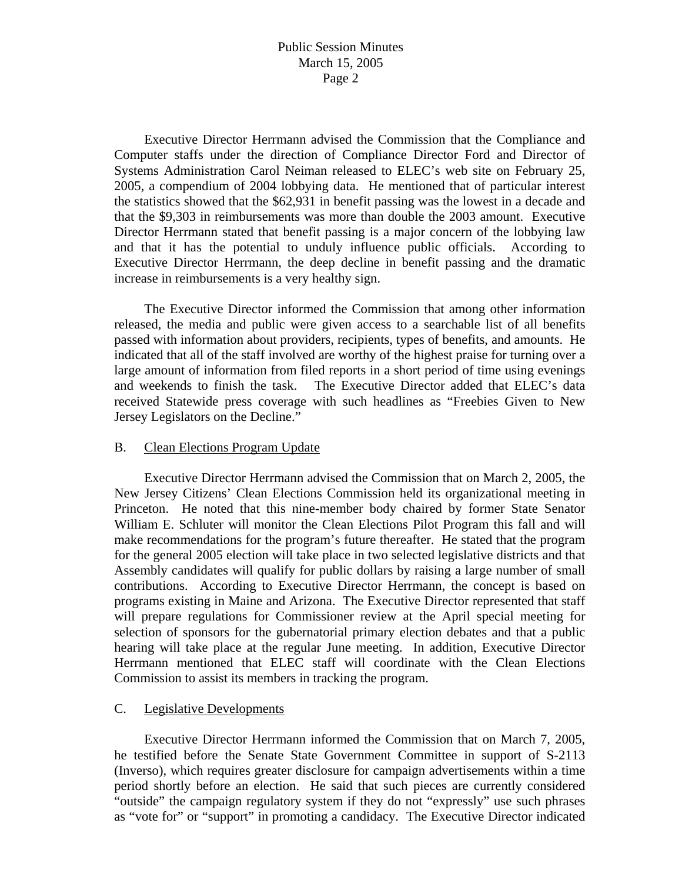Executive Director Herrmann advised the Commission that the Compliance and Computer staffs under the direction of Compliance Director Ford and Director of Systems Administration Carol Neiman released to ELEC's web site on February 25, 2005, a compendium of 2004 lobbying data. He mentioned that of particular interest the statistics showed that the $62,931 in benefit passing was the lowest in a decade and that the $9,303 in reimbursements was more than double the 2003 amount. Executive Director Herrmann stated that benefit passing is a major concern of the lobbying law and that it has the potential to unduly influence public officials. According to Executive Director Herrmann, the deep decline in benefit passing and the dramatic increase in reimbursements is a very healthy sign.

The Executive Director informed the Commission that among other information released, the media and public were given access to a searchable list of all benefits passed with information about providers, recipients, types of benefits, and amounts. He indicated that all of the staff involved are worthy of the highest praise for turning over a large amount of information from filed reports in a short period of time using evenings and weekends to finish the task. The Executive Director added that ELEC's data received Statewide press coverage with such headlines as "Freebies Given to New Jersey Legislators on the Decline."

B. <u>Clean Elections Program Update</u>

Executive Director Herrmann advised the Commission that on March 2, 2005, the New Jersey Citizens' Clean Elections Commission held its organizational meeting in Princeton. He noted that this nine-member body chaired by former State Senator William E. Schluter will monitor the Clean Elections Pilot Program this fall and will make recommendations for the program's future thereafter. He stated that the program for the general 2005 election will take place in two selected legislative districts and that Assembly candidates will qualify for public dollars by raising a large number of small contributions. According to Executive Director Herrmann, the concept is based on programs existing in Maine and Arizona. The Executive Director represented that staff will prepare regulations for Commissioner review at the April special meeting for selection of sponsors for the gubernatorial primary election debates and that a public hearing will take place at the regular June meeting. In addition, Executive Director Herrmann mentioned that ELEC staff will coordinate with the Clean Elections Commission to assist its members in tracking the program.

C. <u>Legislative Developments</u>

Executive Director Herrmann informed the Commission that on March 7, 2005, he testified before the Senate State Government Committee in support of S-2113 (Inverso), which requires greater disclosure for campaign advertisements within a time period shortly before an election. He said that such pieces are currently considered "outside" the campaign regulatory system if they do not "expressly" use such phrases as "vote for" or "support" in promoting a candidacy. The Executive Director indicated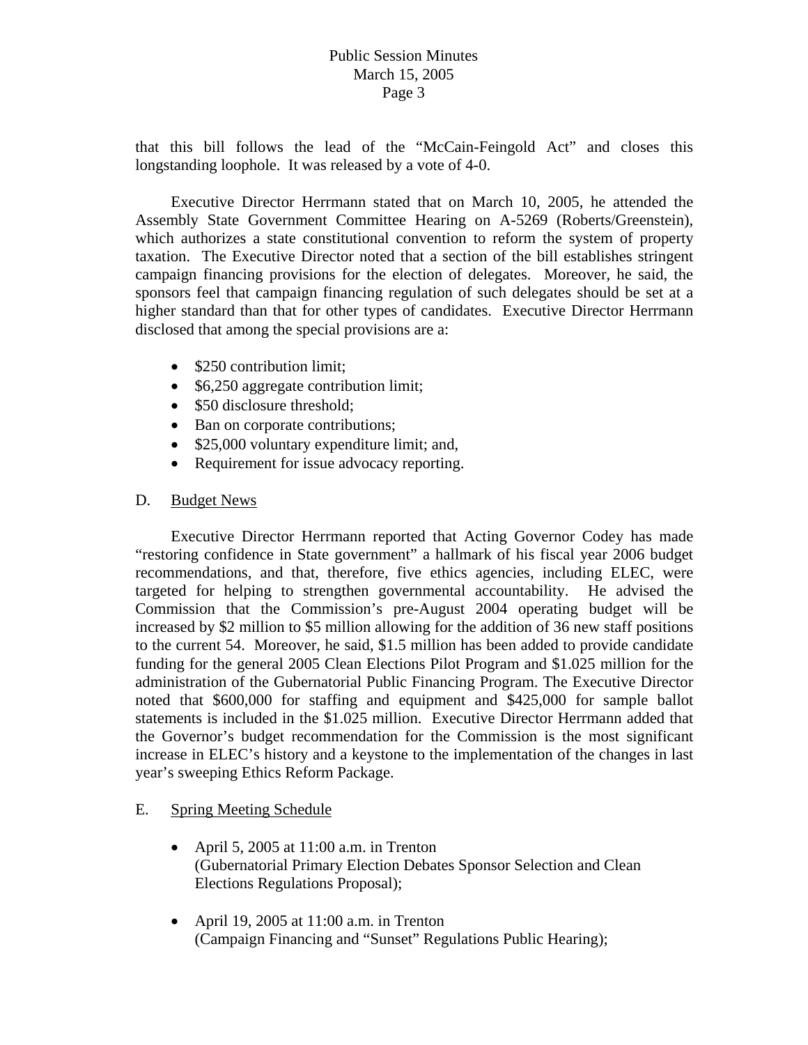that this bill follows the lead of the "McCain-Feingold Act" and closes this longstanding loophole. It was released by a vote of 4-0.

Executive Director Herrmann stated that on March 10, 2005, he attended the Assembly State Government Committee Hearing on A-5269 (Roberts/Greenstein), which authorizes a state constitutional convention to reform the system of property taxation. The Executive Director noted that a section of the bill establishes stringent campaign financing provisions for the election of delegates. Moreover, he said, the sponsors feel that campaign financing regulation of such delegates should be set at a higher standard than that for other types of candidates. Executive Director Herrmann disclosed that among the special provisions are a:

- $250 contribution limit;
- $6,250 aggregate contribution limit;
- $50 disclosure threshold;
- Ban on corporate contributions;
- $25,000 voluntary expenditure limit; and,
- Requirement for issue advocacy reporting.

D. Budget News

Executive Director Herrmann reported that Acting Governor Codey has made "restoring confidence in State government" a hallmark of his fiscal year 2006 budget recommendations, and that, therefore, five ethics agencies, including ELEC, were targeted for helping to strengthen governmental accountability. He advised the Commission that the Commission's pre-August 2004 operating budget will be increased by $2 million to $5 million allowing for the addition of 36 new staff positions to the current 54. Moreover, he said, $1.5 million has been added to provide candidate funding for the general 2005 Clean Elections Pilot Program and $1.025 million for the administration of the Gubernatorial Public Financing Program. The Executive Director noted that $600,000 for staffing and equipment and $425,000 for sample ballot statements is included in the $1.025 million. Executive Director Herrmann added that the Governor's budget recommendation for the Commission is the most significant increase in ELEC's history and a keystone to the implementation of the changes in last year's sweeping Ethics Reform Package.

E. Spring Meeting Schedule

- April 5, 2005 at 11:00 a.m. in Trenton
  (Gubernatorial Primary Election Debates Sponsor Selection and Clean Elections Regulations Proposal);

- April 19, 2005 at 11:00 a.m. in Trenton
  (Campaign Financing and "Sunset" Regulations Public Hearing);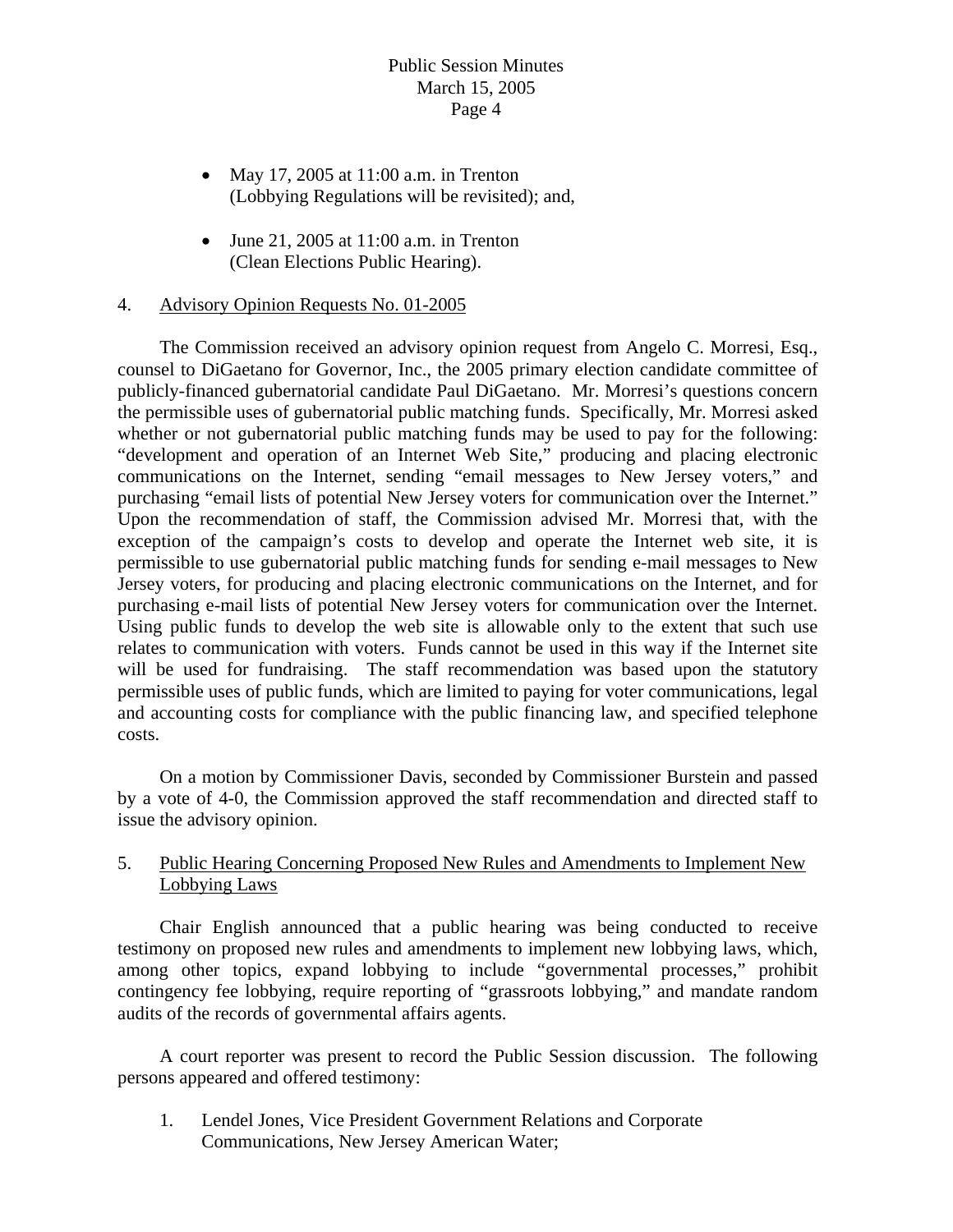- May 17, 2005 at 11:00 a.m. in Trenton (Lobbying Regulations will be revisited); and,

- June 21, 2005 at 11:00 a.m. in Trenton (Clean Elections Public Hearing).

4. Advisory Opinion Requests No. 01-2005

The Commission received an advisory opinion request from Angelo C. Morresi, Esq., counsel to DiGaetano for Governor, Inc., the 2005 primary election candidate committee of publicly-financed gubernatorial candidate Paul DiGaetano. Mr. Morresi's questions concern the permissible uses of gubernatorial public matching funds. Specifically, Mr. Morresi asked whether or not gubernatorial public matching funds may be used to pay for the following: "development and operation of an Internet Web Site," producing and placing electronic communications on the Internet, sending "email messages to New Jersey voters," and purchasing "email lists of potential New Jersey voters for communication over the Internet." Upon the recommendation of staff, the Commission advised Mr. Morresi that, with the exception of the campaign's costs to develop and operate the Internet web site, it is permissible to use gubernatorial public matching funds for sending e-mail messages to New Jersey voters, for producing and placing electronic communications on the Internet, and for purchasing e-mail lists of potential New Jersey voters for communication over the Internet. Using public funds to develop the web site is allowable only to the extent that such use relates to communication with voters. Funds cannot be used in this way if the Internet site will be used for fundraising. The staff recommendation was based upon the statutory permissible uses of public funds, which are limited to paying for voter communications, legal and accounting costs for compliance with the public financing law, and specified telephone costs.

On a motion by Commissioner Davis, seconded by Commissioner Burstein and passed by a vote of 4-0, the Commission approved the staff recommendation and directed staff to issue the advisory opinion.

5. Public Hearing Concerning Proposed New Rules and Amendments to Implement New Lobbying Laws

Chair English announced that a public hearing was being conducted to receive testimony on proposed new rules and amendments to implement new lobbying laws, which, among other topics, expand lobbying to include "governmental processes," prohibit contingency fee lobbying, require reporting of "grassroots lobbying," and mandate random audits of the records of governmental affairs agents.

A court reporter was present to record the Public Session discussion. The following persons appeared and offered testimony:

1. Lendel Jones, Vice President Government Relations and Corporate Communications, New Jersey American Water;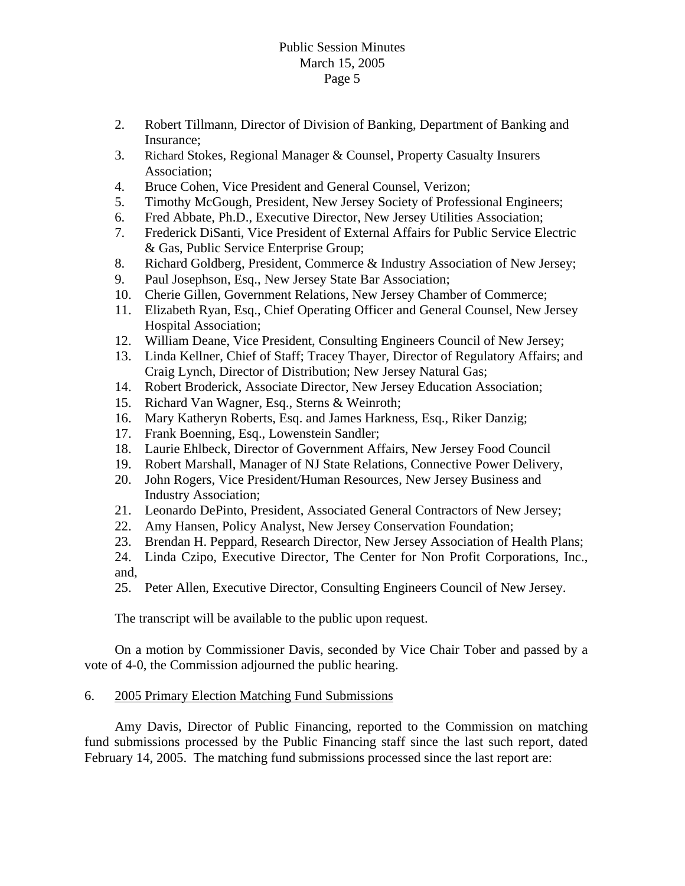2. Robert Tillmann, Director of Division of Banking, Department of Banking and Insurance;
3. Richard Stokes, Regional Manager & Counsel, Property Casualty Insurers Association;
4. Bruce Cohen, Vice President and General Counsel, Verizon;
5. Timothy McGough, President, New Jersey Society of Professional Engineers;
6. Fred Abbate, Ph.D., Executive Director, New Jersey Utilities Association;
7. Frederick DiSanti, Vice President of External Affairs for Public Service Electric & Gas, Public Service Enterprise Group;
8. Richard Goldberg, President, Commerce & Industry Association of New Jersey;
9. Paul Josephson, Esq., New Jersey State Bar Association;
10. Cherie Gillen, Government Relations, New Jersey Chamber of Commerce;
11. Elizabeth Ryan, Esq., Chief Operating Officer and General Counsel, New Jersey Hospital Association;
12. William Deane, Vice President, Consulting Engineers Council of New Jersey;
13. Linda Kellner, Chief of Staff; Tracey Thayer, Director of Regulatory Affairs; and Craig Lynch, Director of Distribution; New Jersey Natural Gas;
14. Robert Broderick, Associate Director, New Jersey Education Association;
15. Richard Van Wagner, Esq., Sterns & Weinroth;
16. Mary Katheryn Roberts, Esq. and James Harkness, Esq., Riker Danzig;
17. Frank Boenning, Esq., Lowenstein Sandler;
18. Laurie Ehlbeck, Director of Government Affairs, New Jersey Food Council
19. Robert Marshall, Manager of NJ State Relations, Connective Power Delivery,
20. John Rogers, Vice President/Human Resources, New Jersey Business and Industry Association;
21. Leonardo DePinto, President, Associated General Contractors of New Jersey;
22. Amy Hansen, Policy Analyst, New Jersey Conservation Foundation;
23. Brendan H. Peppard, Research Director, New Jersey Association of Health Plans;
24. Linda Czipo, Executive Director, The Center for Non Profit Corporations, Inc., and,
25. Peter Allen, Executive Director, Consulting Engineers Council of New Jersey.

The transcript will be available to the public upon request.

On a motion by Commissioner Davis, seconded by Vice Chair Tober and passed by a vote of 4-0, the Commission adjourned the public hearing.

6. 2005 Primary Election Matching Fund Submissions

Amy Davis, Director of Public Financing, reported to the Commission on matching fund submissions processed by the Public Financing staff since the last such report, dated February 14, 2005. The matching fund submissions processed since the last report are: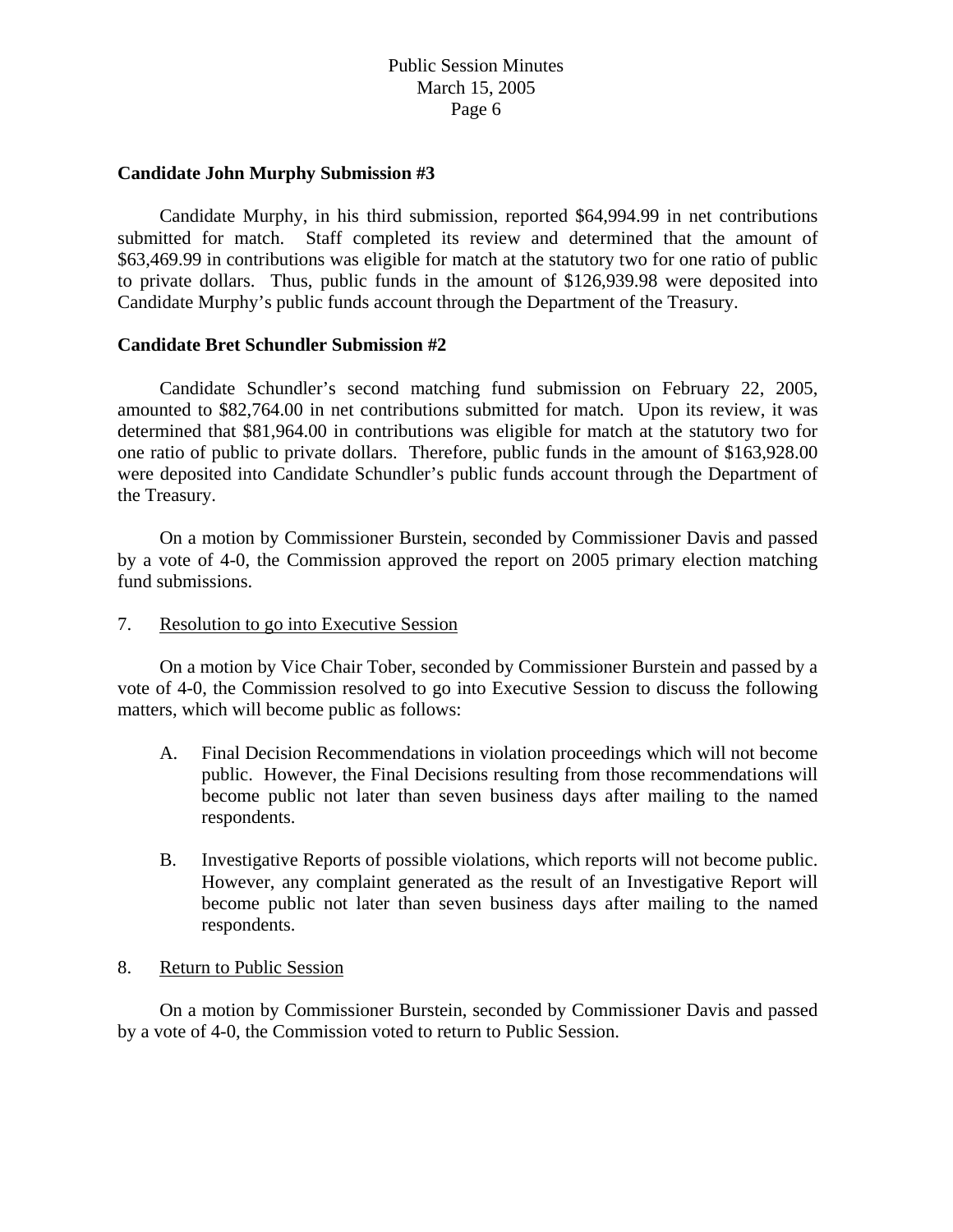**Candidate John Murphy Submission #3**

Candidate Murphy, in his third submission, reported $64,994.99 in net contributions submitted for match. Staff completed its review and determined that the amount of $63,469.99 in contributions was eligible for match at the statutory two for one ratio of public to private dollars. Thus, public funds in the amount of $126,939.98 were deposited into Candidate Murphy's public funds account through the Department of the Treasury.

**Candidate Bret Schundler Submission #2**

Candidate Schundler's second matching fund submission on February 22, 2005, amounted to $82,764.00 in net contributions submitted for match. Upon its review, it was determined that $81,964.00 in contributions was eligible for match at the statutory two for one ratio of public to private dollars. Therefore, public funds in the amount of $163,928.00 were deposited into Candidate Schundler's public funds account through the Department of the Treasury.

On a motion by Commissioner Burstein, seconded by Commissioner Davis and passed by a vote of 4-0, the Commission approved the report on 2005 primary election matching fund submissions.

7. Resolution to go into Executive Session

On a motion by Vice Chair Tober, seconded by Commissioner Burstein and passed by a vote of 4-0, the Commission resolved to go into Executive Session to discuss the following matters, which will become public as follows:

A. Final Decision Recommendations in violation proceedings which will not become public. However, the Final Decisions resulting from those recommendations will become public not later than seven business days after mailing to the named respondents.

B. Investigative Reports of possible violations, which reports will not become public. However, any complaint generated as the result of an Investigative Report will become public not later than seven business days after mailing to the named respondents.

8. Return to Public Session

On a motion by Commissioner Burstein, seconded by Commissioner Davis and passed by a vote of 4-0, the Commission voted to return to Public Session.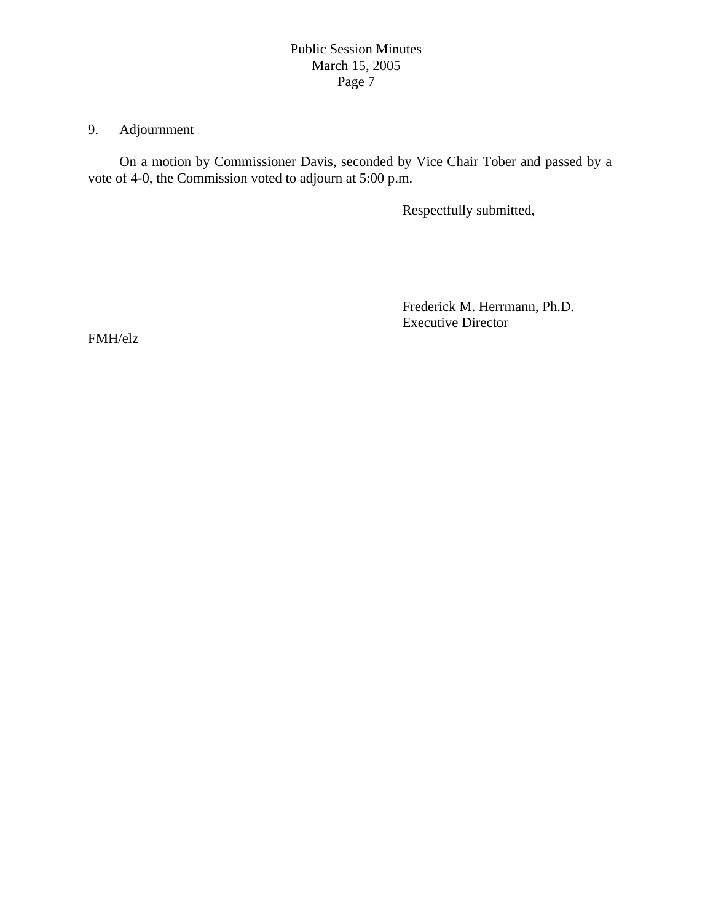9. Adjournment

On a motion by Commissioner Davis, seconded by Vice Chair Tober and passed by a vote of 4-0, the Commission voted to adjourn at 5:00 p.m.

Respectfully submitted,

Frederick M. Herrmann, Ph.D.
Executive Director

FMH/elz